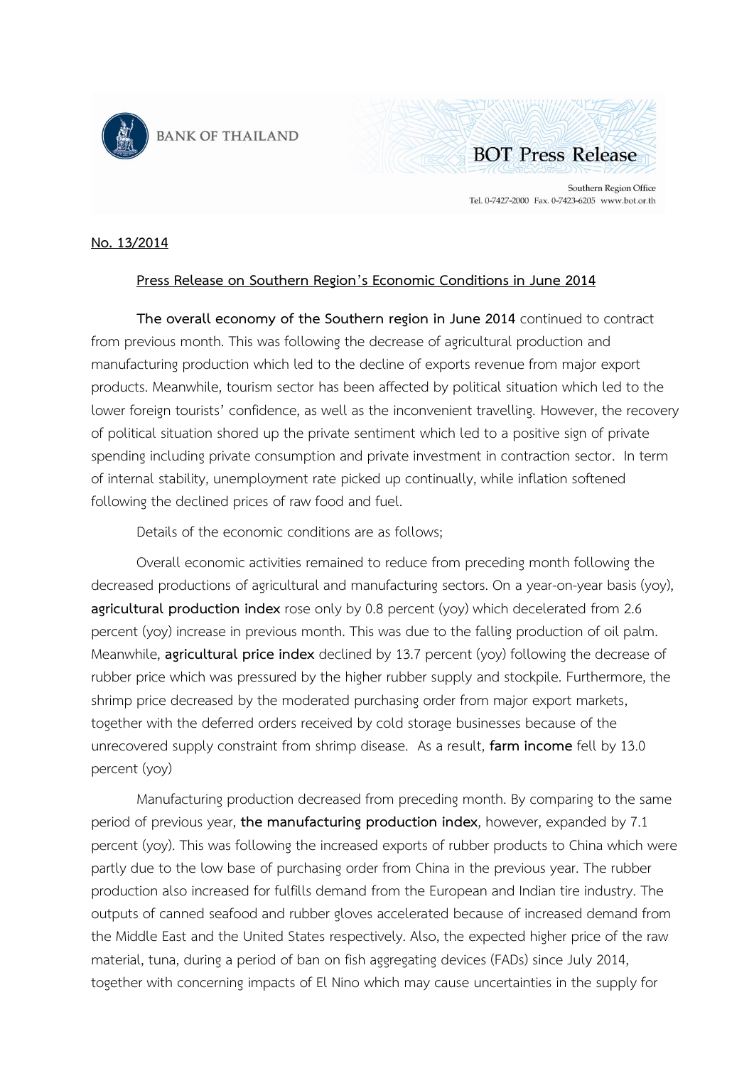BANK OF THAILAND

BOT Press Release

Southern Region Office
Tel. 0-7427-2000 Fax. 0-7423-6205 www.bot.or.th

**No. 13/2014**

## Press Release on Southern Region's Economic Conditions in June 2014

**The overall economy of the Southern region in June 2014** continued to contract from previous month. This was following the decrease of agricultural production and manufacturing production which led to the decline of exports revenue from major export products. Meanwhile, tourism sector has been affected by political situation which led to the lower foreign tourists' confidence, as well as the inconvenient travelling. However, the recovery of political situation shored up the private sentiment which led to a positive sign of private spending including private consumption and private investment in contraction sector. In term of internal stability, unemployment rate picked up continually, while inflation softened following the declined prices of raw food and fuel.

Details of the economic conditions are as follows;

Overall economic activities remained to reduce from preceding month following the decreased productions of agricultural and manufacturing sectors. On a year-on-year basis (yoy), **agricultural production index** rose only by 0.8 percent (yoy) which decelerated from 2.6 percent (yoy) increase in previous month. This was due to the falling production of oil palm. Meanwhile, **agricultural price index** declined by 13.7 percent (yoy) following the decrease of rubber price which was pressured by the higher rubber supply and stockpile. Furthermore, the shrimp price decreased by the moderated purchasing order from major export markets, together with the deferred orders received by cold storage businesses because of the unrecovered supply constraint from shrimp disease. As a result, **farm income** fell by 13.0 percent (yoy)

Manufacturing production decreased from preceding month. By comparing to the same period of previous year, **the manufacturing production index**, however, expanded by 7.1 percent (yoy). This was following the increased exports of rubber products to China which were partly due to the low base of purchasing order from China in the previous year. The rubber production also increased for fulfills demand from the European and Indian tire industry. The outputs of canned seafood and rubber gloves accelerated because of increased demand from the Middle East and the United States respectively. Also, the expected higher price of the raw material, tuna, during a period of ban on fish aggregating devices (FADs) since July 2014, together with concerning impacts of El Nino which may cause uncertainties in the supply for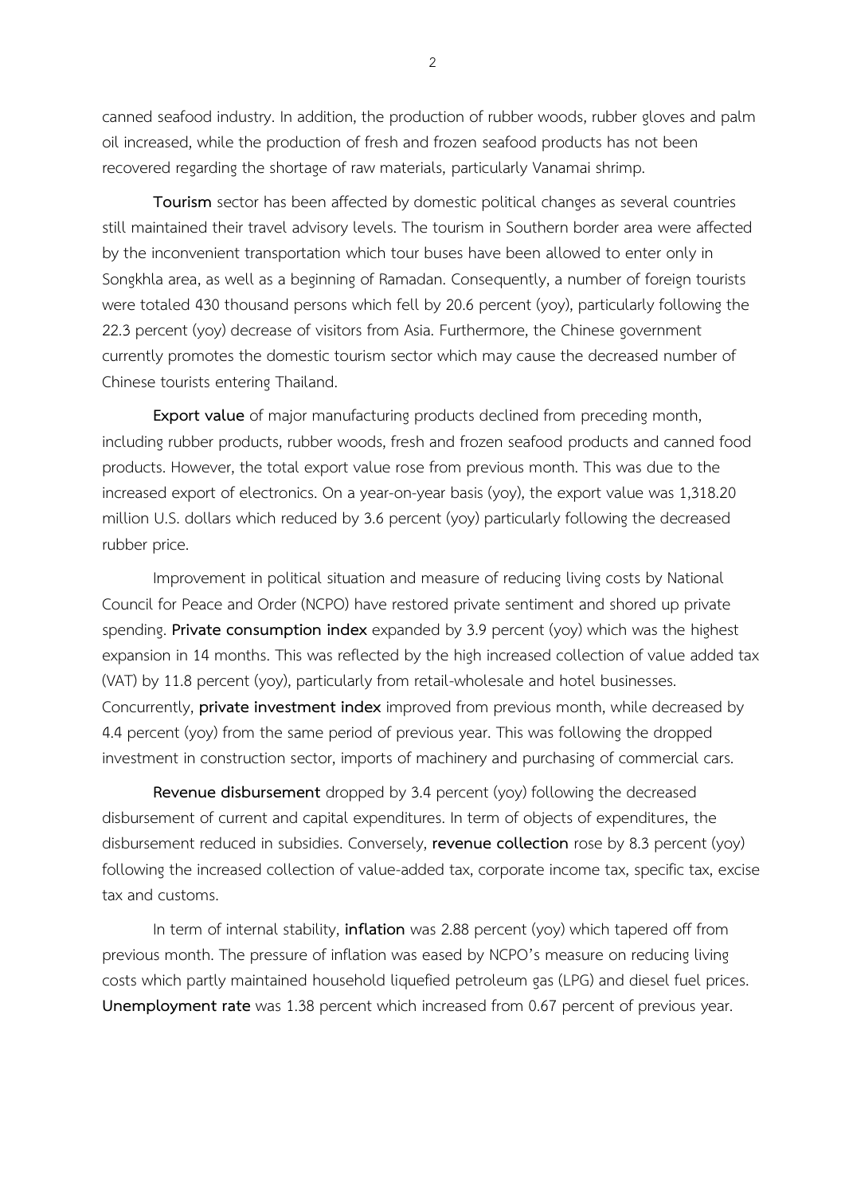canned seafood industry. In addition, the production of rubber woods, rubber gloves and palm oil increased, while the production of fresh and frozen seafood products has not been recovered regarding the shortage of raw materials, particularly Vanamai shrimp.

**Tourism** sector has been affected by domestic political changes as several countries still maintained their travel advisory levels. The tourism in Southern border area were affected by the inconvenient transportation which tour buses have been allowed to enter only in Songkhla area, as well as a beginning of Ramadan. Consequently, a number of foreign tourists were totaled 430 thousand persons which fell by 20.6 percent (yoy), particularly following the 22.3 percent (yoy) decrease of visitors from Asia. Furthermore, the Chinese government currently promotes the domestic tourism sector which may cause the decreased number of Chinese tourists entering Thailand.

**Export value** of major manufacturing products declined from preceding month, including rubber products, rubber woods, fresh and frozen seafood products and canned food products. However, the total export value rose from previous month. This was due to the increased export of electronics. On a year-on-year basis (yoy), the export value was 1,318.20 million U.S. dollars which reduced by 3.6 percent (yoy) particularly following the decreased rubber price.

Improvement in political situation and measure of reducing living costs by National Council for Peace and Order (NCPO) have restored private sentiment and shored up private spending. **Private consumption index** expanded by 3.9 percent (yoy) which was the highest expansion in 14 months. This was reflected by the high increased collection of value added tax (VAT) by 11.8 percent (yoy), particularly from retail-wholesale and hotel businesses. Concurrently, **private investment index** improved from previous month, while decreased by 4.4 percent (yoy) from the same period of previous year. This was following the dropped investment in construction sector, imports of machinery and purchasing of commercial cars.

**Revenue disbursement** dropped by 3.4 percent (yoy) following the decreased disbursement of current and capital expenditures. In term of objects of expenditures, the disbursement reduced in subsidies. Conversely, **revenue collection** rose by 8.3 percent (yoy) following the increased collection of value-added tax, corporate income tax, specific tax, excise tax and customs.

In term of internal stability, **inflation** was 2.88 percent (yoy) which tapered off from previous month. The pressure of inflation was eased by NCPO's measure on reducing living costs which partly maintained household liquefied petroleum gas (LPG) and diesel fuel prices. **Unemployment rate** was 1.38 percent which increased from 0.67 percent of previous year.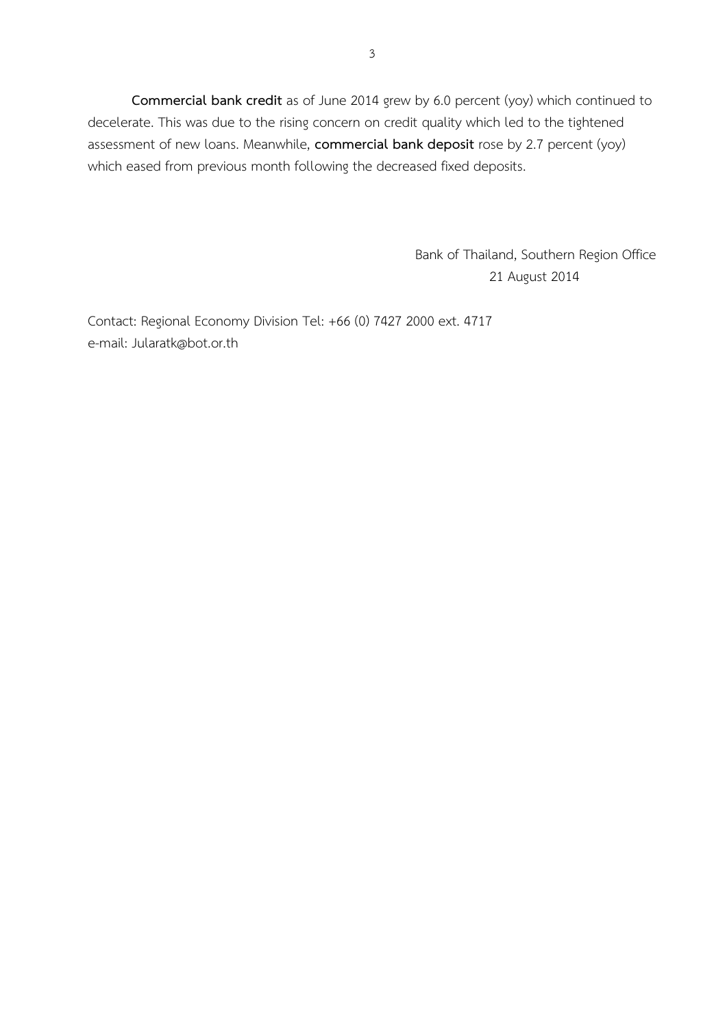**Commercial bank credit** as of June 2014 grew by 6.0 percent (yoy) which continued to decelerate. This was due to the rising concern on credit quality which led to the tightened assessment of new loans. Meanwhile, **commercial bank deposit** rose by 2.7 percent (yoy) which eased from previous month following the decreased fixed deposits.

Bank of Thailand, Southern Region Office
21 August 2014

Contact: Regional Economy Division Tel: +66 (0) 7427 2000 ext. 4717
e-mail: Jularatk@bot.or.th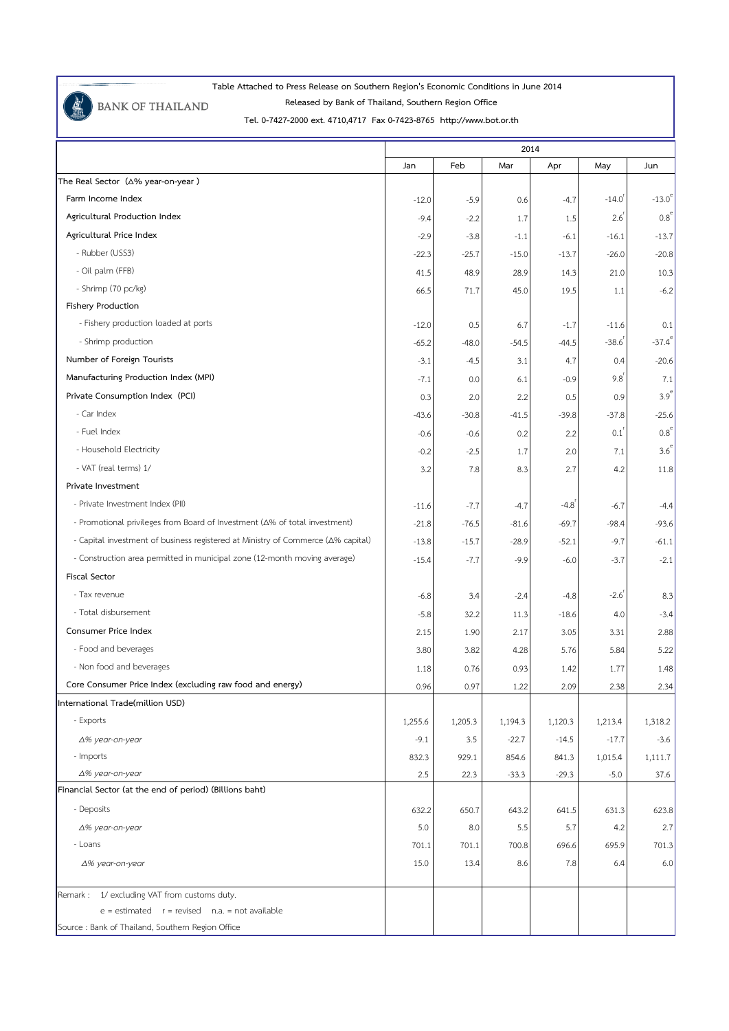BANK OF THAILAND

Table Attached to Press Release on Southern Region's Economic Conditions in June 2014

Released by Bank of Thailand, Southern Region Office

Tel. 0-7427-2000 ext. 4710,4717 Fax 0-7423-8765 http://www.bot.or.th

| | 2014 | | | | | |
|---|---|---|---|---|---|---|
| | Jan | Feb | Mar | Apr | May | Jun |
| **The Real Sector (Δ% year-on-year )** | | | | | | |
| Farm Income Index | -12.0 | -5.9 | 0.6 | -4.7 | -14.0 r | -13.0 e |
| Agricultural Production Index | -9.4 | -2.2 | 1.7 | 1.5 | 2.6 r | 0.8 e |
| Agricultural Price Index | -2.9 | -3.8 | -1.1 | -6.1 | -16.1 | -13.7 |
| - Rubber (USS3) | -22.3 | -25.7 | -15.0 | -13.7 | -26.0 | -20.8 |
| - Oil palm (FFB) | 41.5 | 48.9 | 28.9 | 14.3 | 21.0 | 10.3 |
| - Shrimp (70 pc/kg) | 66.5 | 71.7 | 45.0 | 19.5 | 1.1 | -6.2 |
| Fishery Production | | | | | | |
| - Fishery production loaded at ports | -12.0 | 0.5 | 6.7 | -1.7 | -11.6 | 0.1 |
| - Shrimp production | -65.2 | -48.0 | -54.5 | -44.5 | -38.6 r | -37.4 e |
| Number of Foreign Tourists | -3.1 | -4.5 | 3.1 | 4.7 | 0.4 | -20.6 |
| Manufacturing Production Index (MPI) | -7.1 | 0.0 | 6.1 | -0.9 | 9.8 r | 7.1 |
| Private Consumption Index (PCI) | 0.3 | 2.0 | 2.2 | 0.5 | 0.9 | 3.9 e |
| - Car Index | -43.6 | -30.8 | -41.5 | -39.8 | -37.8 | -25.6 |
| - Fuel Index | -0.6 | -0.6 | 0.2 | 2.2 | 0.1 r | 0.8 e |
| - Household Electricity | -0.2 | -2.5 | 1.7 | 2.0 | 7.1 | 3.6 e |
| - VAT (real terms) 1/ | 3.2 | 7.8 | 8.3 | 2.7 | 4.2 | 11.8 |
| Private Investment | | | | | | |
| - Private Investment Index (PII) | -11.6 | -7.7 | -4.7 | -4.8 r | -6.7 | -4.4 |
| - Promotional privileges from Board of Investment (Δ% of total investment) | -21.8 | -76.5 | -81.6 | -69.7 | -98.4 | -93.6 |
| - Capital investment of business registered at Ministry of Commerce (Δ% capital) | -13.8 | -15.7 | -28.9 | -52.1 | -9.7 | -61.1 |
| - Construction area permitted in municipal zone (12-month moving average) | -15.4 | -7.7 | -9.9 | -6.0 | -3.7 | -2.1 |
| Fiscal Sector | | | | | | |
| - Tax revenue | -6.8 | 3.4 | -2.4 | -4.8 | -2.6 r | 8.3 |
| - Total disbursement | -5.8 | 32.2 | 11.3 | -18.6 | 4.0 | -3.4 |
| Consumer Price Index | 2.15 | 1.90 | 2.17 | 3.05 | 3.31 | 2.88 |
| - Food and beverages | 3.80 | 3.82 | 4.28 | 5.76 | 5.84 | 5.22 |
| - Non food and beverages | 1.18 | 0.76 | 0.93 | 1.42 | 1.77 | 1.48 |
| Core Consumer Price Index (excluding raw food and energy) | 0.96 | 0.97 | 1.22 | 2.09 | 2.38 | 2.34 |
| **International Trade(million USD)** | | | | | | |
| - Exports | 1,255.6 | 1,205.3 | 1,194.3 | 1,120.3 | 1,213.4 | 1,318.2 |
| *Δ% year-on-year* | -9.1 | 3.5 | -22.7 | -14.5 | -17.7 | -3.6 |
| - Imports | 832.3 | 929.1 | 854.6 | 841.3 | 1,015.4 | 1,111.7 |
| *Δ% year-on-year* | 2.5 | 22.3 | -33.3 | -29.3 | -5.0 | 37.6 |
| **Financial Sector (at the end of period) (Billions baht)** | | | | | | |
| - Deposits | 632.2 | 650.7 | 643.2 | 641.5 | 631.3 | 623.8 |
| *Δ% year-on-year* | 5.0 | 8.0 | 5.5 | 5.7 | 4.2 | 2.7 |
| - Loans | 701.1 | 701.1 | 700.8 | 696.6 | 695.9 | 701.3 |
| *Δ% year-on-year* | 15.0 | 13.4 | 8.6 | 7.8 | 6.4 | 6.0 |

Remark : 1/ excluding VAT from customs duty.

e = estimated r = revised n.a. = not available

Source : Bank of Thailand, Southern Region Office